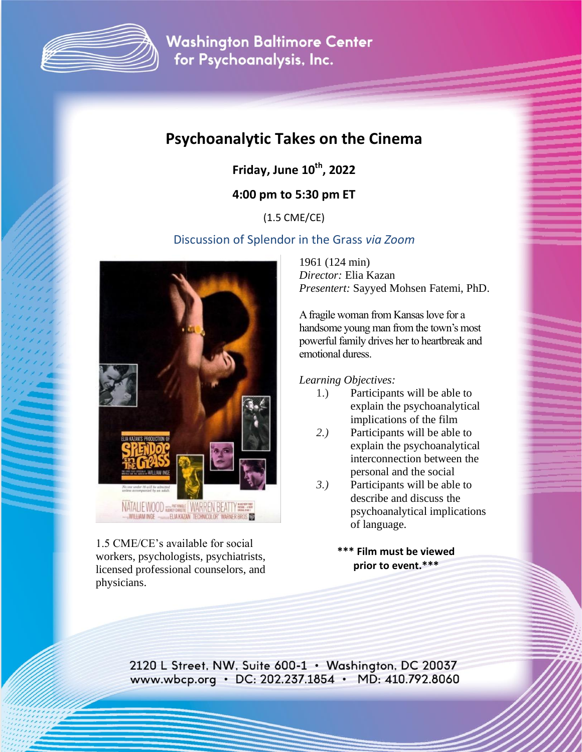Washington Baltimore Center for Psychoanalysis, Inc.

# Psychoanalytic Takes on the Cinema

**Friday, June 10th, 2022**

**4:00 pm to 5:30 pm ET**

(1.5 CME/CE)

## Discussion of Splendor in the Grass *via Zoom*

1961 (124 min)
*Director:* Elia Kazan
*Presentert:* Sayyed Mohsen Fatemi, PhD.

A fragile woman from Kansas love for a handsome young man from the town's most powerful family drives her to heartbreak and emotional duress.

*Learning Objectives:*

1.) Participants will be able to explain the psychoanalytical implications of the film
*2.)* Participants will be able to explain the psychoanalytical interconnection between the personal and the social
*3.)* Participants will be able to describe and discuss the psychoanalytical implications of language.

1.5 CME/CE's available for social workers, psychologists, psychiatrists, licensed professional counselors, and physicians.

**\*\*\* Film must be viewed prior to event.\*\*\***

2120 L Street, NW, Suite 600-1 • Washington, DC 20037
www.wbcp.org • DC: 202.237.1854 • MD: 410.792.8060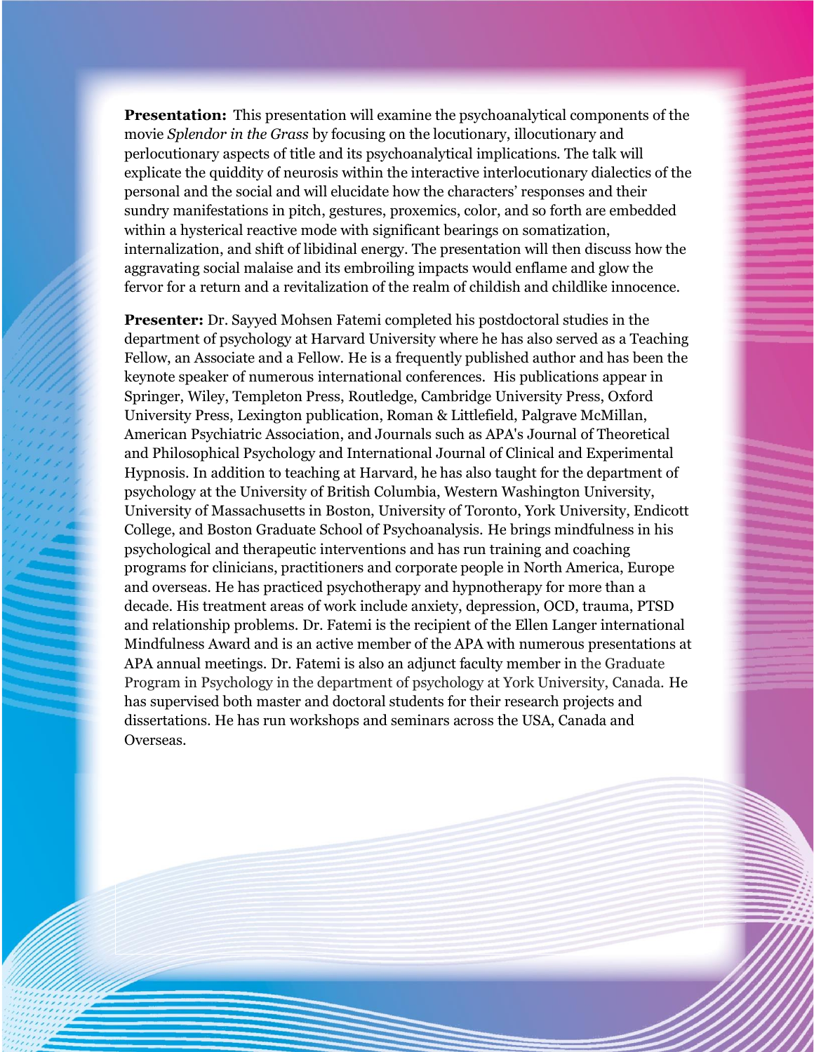**Presentation:** This presentation will examine the psychoanalytical components of the movie *Splendor in the Grass* by focusing on the locutionary, illocutionary and perlocutionary aspects of title and its psychoanalytical implications. The talk will explicate the quiddity of neurosis within the interactive interlocutionary dialectics of the personal and the social and will elucidate how the characters' responses and their sundry manifestations in pitch, gestures, proxemics, color, and so forth are embedded within a hysterical reactive mode with significant bearings on somatization, internalization, and shift of libidinal energy. The presentation will then discuss how the aggravating social malaise and its embroiling impacts would enflame and glow the fervor for a return and a revitalization of the realm of childish and childlike innocence.

**Presenter:** Dr. Sayyed Mohsen Fatemi completed his postdoctoral studies in the department of psychology at Harvard University where he has also served as a Teaching Fellow, an Associate and a Fellow. He is a frequently published author and has been the keynote speaker of numerous international conferences. His publications appear in Springer, Wiley, Templeton Press, Routledge, Cambridge University Press, Oxford University Press, Lexington publication, Roman & Littlefield, Palgrave McMillan, American Psychiatric Association, and Journals such as APA's Journal of Theoretical and Philosophical Psychology and International Journal of Clinical and Experimental Hypnosis. In addition to teaching at Harvard, he has also taught for the department of psychology at the University of British Columbia, Western Washington University, University of Massachusetts in Boston, University of Toronto, York University, Endicott College, and Boston Graduate School of Psychoanalysis. He brings mindfulness in his psychological and therapeutic interventions and has run training and coaching programs for clinicians, practitioners and corporate people in North America, Europe and overseas. He has practiced psychotherapy and hypnotherapy for more than a decade. His treatment areas of work include anxiety, depression, OCD, trauma, PTSD and relationship problems. Dr. Fatemi is the recipient of the Ellen Langer international Mindfulness Award and is an active member of the APA with numerous presentations at APA annual meetings. Dr. Fatemi is also an adjunct faculty member in the Graduate Program in Psychology in the department of psychology at York University, Canada. He has supervised both master and doctoral students for their research projects and dissertations. He has run workshops and seminars across the USA, Canada and Overseas.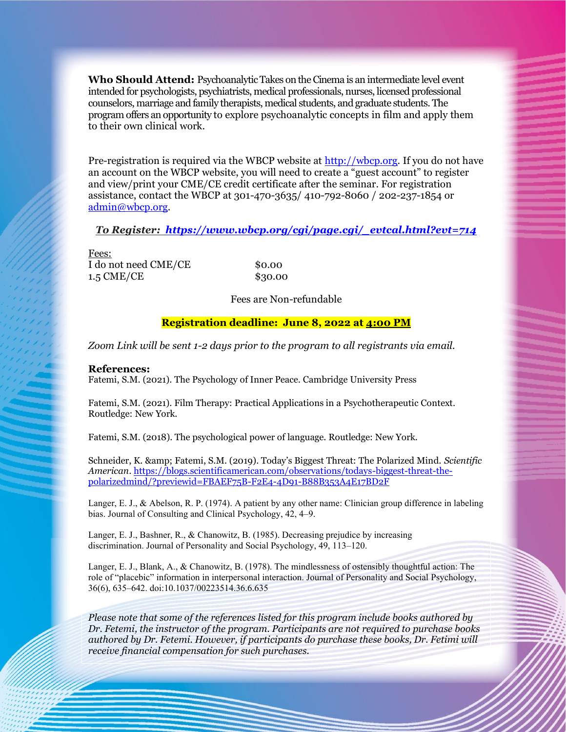**Who Should Attend:** Psychoanalytic Takes on the Cinema is an intermediate level event intended for psychologists, psychiatrists, medical professionals, nurses, licensed professional counselors, marriage and family therapists, medical students, and graduate students. The program offers an opportunity to explore psychoanalytic concepts in film and apply them to their own clinical work.

Pre-registration is required via the WBCP website at http://wbcp.org. If you do not have an account on the WBCP website, you will need to create a "guest account" to register and view/print your CME/CE credit certificate after the seminar. For registration assistance, contact the WBCP at 301-470-3635/ 410-792-8060 / 202-237-1854 or admin@wbcp.org.

***To Register: https://www.wbcp.org/cgi/page.cgi/_evtcal.html?evt=714***

Fees:

| | |
|---|---|
| I do not need CME/CE | $0.00 |
| 1.5 CME/CE | $30.00 |

Fees are Non-refundable

**Registration deadline: June 8, 2022 at 4:00 PM**

*Zoom Link will be sent 1-2 days prior to the program to all registrants via email.*

**References:**

Fatemi, S.M. (2021). The Psychology of Inner Peace. Cambridge University Press

Fatemi, S.M. (2021). Film Therapy: Practical Applications in a Psychotherapeutic Context. Routledge: New York.

Fatemi, S.M. (2018). The psychological power of language. Routledge: New York.

Schneider, K. &amp; Fatemi, S.M. (2019). Today's Biggest Threat: The Polarized Mind. *Scientific American*. https://blogs.scientificamerican.com/observations/todays-biggest-threat-the-polarizedmind/?previewid=FBAEF75B-F2E4-4D91-B88B353A4E17BD2F

Langer, E. J., & Abelson, R. P. (1974). A patient by any other name: Clinician group difference in labeling bias. Journal of Consulting and Clinical Psychology, 42, 4–9.

Langer, E. J., Bashner, R., & Chanowitz, B. (1985). Decreasing prejudice by increasing discrimination. Journal of Personality and Social Psychology, 49, 113–120.

Langer, E. J., Blank, A., & Chanowitz, B. (1978). The mindlessness of ostensibly thoughtful action: The role of "placebic" information in interpersonal interaction. Journal of Personality and Social Psychology, 36(6), 635–642. doi:10.1037/00223514.36.6.635

*Please note that some of the references listed for this program include books authored by Dr. Fetemi, the instructor of the program. Participants are not required to purchase books authored by Dr. Fetemi. However, if participants do purchase these books, Dr. Fetimi will receive financial compensation for such purchases.*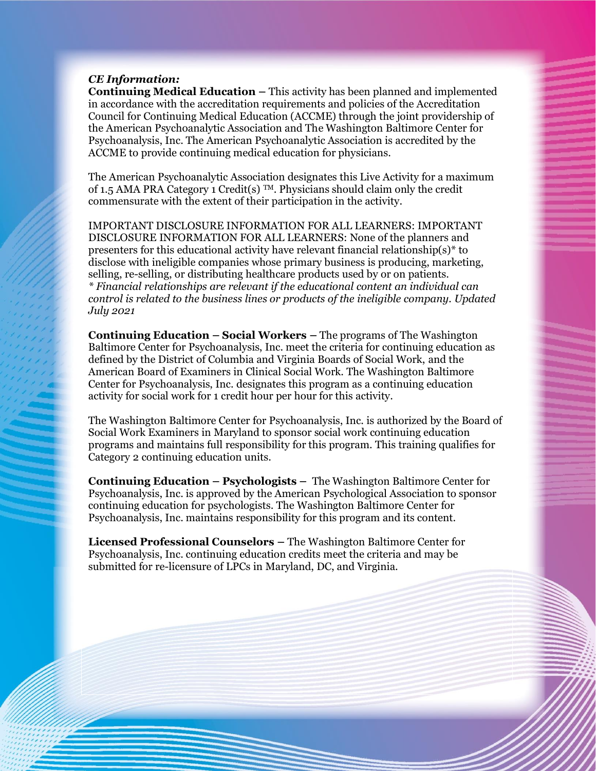***CE Information:***

**Continuing Medical Education –** This activity has been planned and implemented in accordance with the accreditation requirements and policies of the Accreditation Council for Continuing Medical Education (ACCME) through the joint providership of the American Psychoanalytic Association and The Washington Baltimore Center for Psychoanalysis, Inc. The American Psychoanalytic Association is accredited by the ACCME to provide continuing medical education for physicians.

The American Psychoanalytic Association designates this Live Activity for a maximum of 1.5 AMA PRA Category 1 Credit(s) ™. Physicians should claim only the credit commensurate with the extent of their participation in the activity.

IMPORTANT DISCLOSURE INFORMATION FOR ALL LEARNERS: IMPORTANT DISCLOSURE INFORMATION FOR ALL LEARNERS: None of the planners and presenters for this educational activity have relevant financial relationship(s)* to disclose with ineligible companies whose primary business is producing, marketing, selling, re-selling, or distributing healthcare products used by or on patients.
*\* Financial relationships are relevant if the educational content an individual can control is related to the business lines or products of the ineligible company. Updated July 2021*

**Continuing Education – Social Workers –** The programs of The Washington Baltimore Center for Psychoanalysis, Inc. meet the criteria for continuing education as defined by the District of Columbia and Virginia Boards of Social Work, and the American Board of Examiners in Clinical Social Work. The Washington Baltimore Center for Psychoanalysis, Inc. designates this program as a continuing education activity for social work for 1 credit hour per hour for this activity.

The Washington Baltimore Center for Psychoanalysis, Inc. is authorized by the Board of Social Work Examiners in Maryland to sponsor social work continuing education programs and maintains full responsibility for this program. This training qualifies for Category 2 continuing education units.

**Continuing Education – Psychologists –** The Washington Baltimore Center for Psychoanalysis, Inc. is approved by the American Psychological Association to sponsor continuing education for psychologists. The Washington Baltimore Center for Psychoanalysis, Inc. maintains responsibility for this program and its content.

**Licensed Professional Counselors –** The Washington Baltimore Center for Psychoanalysis, Inc. continuing education credits meet the criteria and may be submitted for re-licensure of LPCs in Maryland, DC, and Virginia.